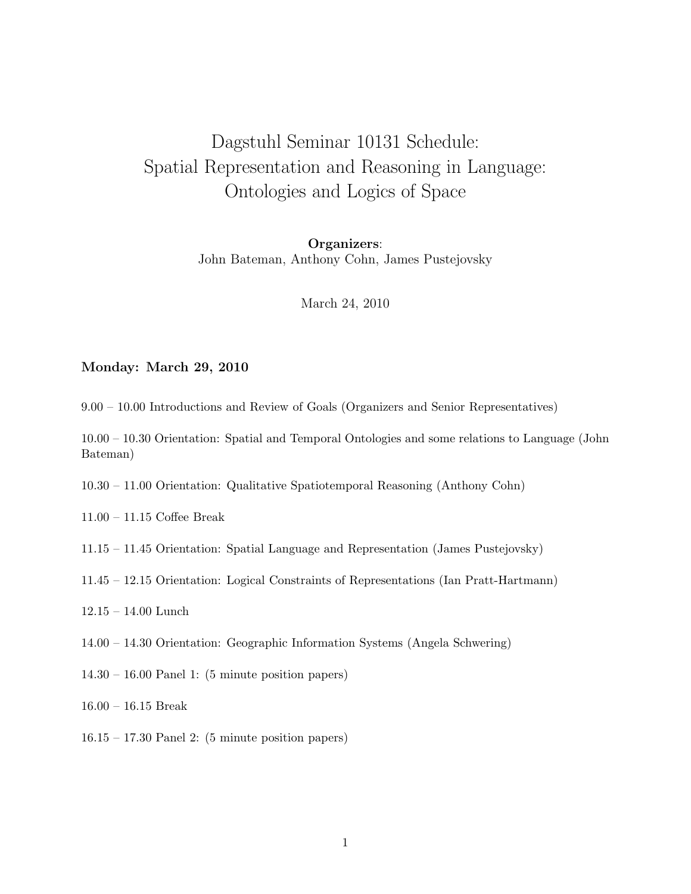# Dagstuhl Seminar 10131 Schedule: Spatial Representation and Reasoning in Language: Ontologies and Logics of Space

**Organizers**:
John Bateman, Anthony Cohn, James Pustejovsky

March 24, 2010

### Monday: March 29, 2010

9.00 – 10.00 Introductions and Review of Goals (Organizers and Senior Representatives)

10.00 – 10.30 Orientation: Spatial and Temporal Ontologies and some relations to Language (John Bateman)

10.30 – 11.00 Orientation: Qualitative Spatiotemporal Reasoning (Anthony Cohn)

11.00 – 11.15 Coffee Break

11.15 – 11.45 Orientation: Spatial Language and Representation (James Pustejovsky)

11.45 – 12.15 Orientation: Logical Constraints of Representations (Ian Pratt-Hartmann)

12.15 – 14.00 Lunch

14.00 – 14.30 Orientation: Geographic Information Systems (Angela Schwering)

14.30 – 16.00 Panel 1: (5 minute position papers)

16.00 – 16.15 Break

16.15 – 17.30 Panel 2: (5 minute position papers)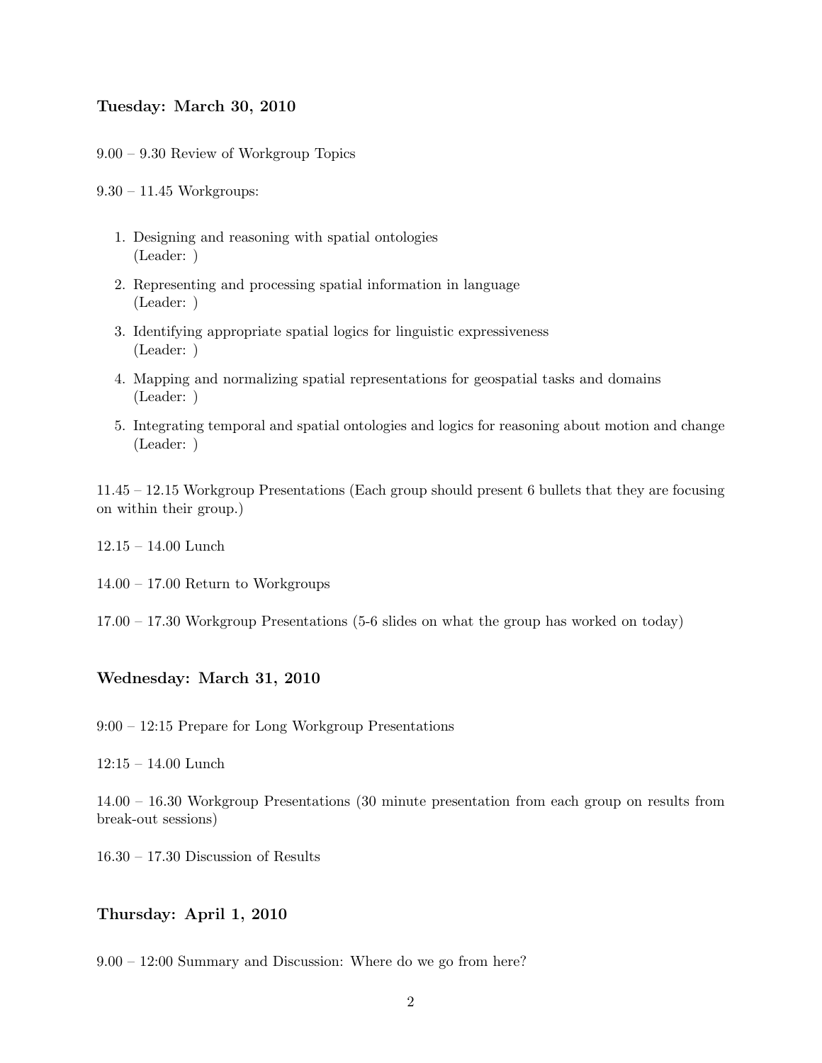### Tuesday: March 30, 2010

9.00 – 9.30 Review of Workgroup Topics

9.30 – 11.45 Workgroups:

1. Designing and reasoning with spatial ontologies
   (Leader: )
2. Representing and processing spatial information in language
   (Leader: )
3. Identifying appropriate spatial logics for linguistic expressiveness
   (Leader: )
4. Mapping and normalizing spatial representations for geospatial tasks and domains
   (Leader: )
5. Integrating temporal and spatial ontologies and logics for reasoning about motion and change
   (Leader: )

11.45 – 12.15 Workgroup Presentations (Each group should present 6 bullets that they are focusing on within their group.)

12.15 – 14.00 Lunch

14.00 – 17.00 Return to Workgroups

17.00 – 17.30 Workgroup Presentations (5-6 slides on what the group has worked on today)

### Wednesday: March 31, 2010

9:00 – 12:15 Prepare for Long Workgroup Presentations

12:15 – 14.00 Lunch

14.00 – 16.30 Workgroup Presentations (30 minute presentation from each group on results from break-out sessions)

16.30 – 17.30 Discussion of Results

### Thursday: April 1, 2010

9.00 – 12:00 Summary and Discussion: Where do we go from here?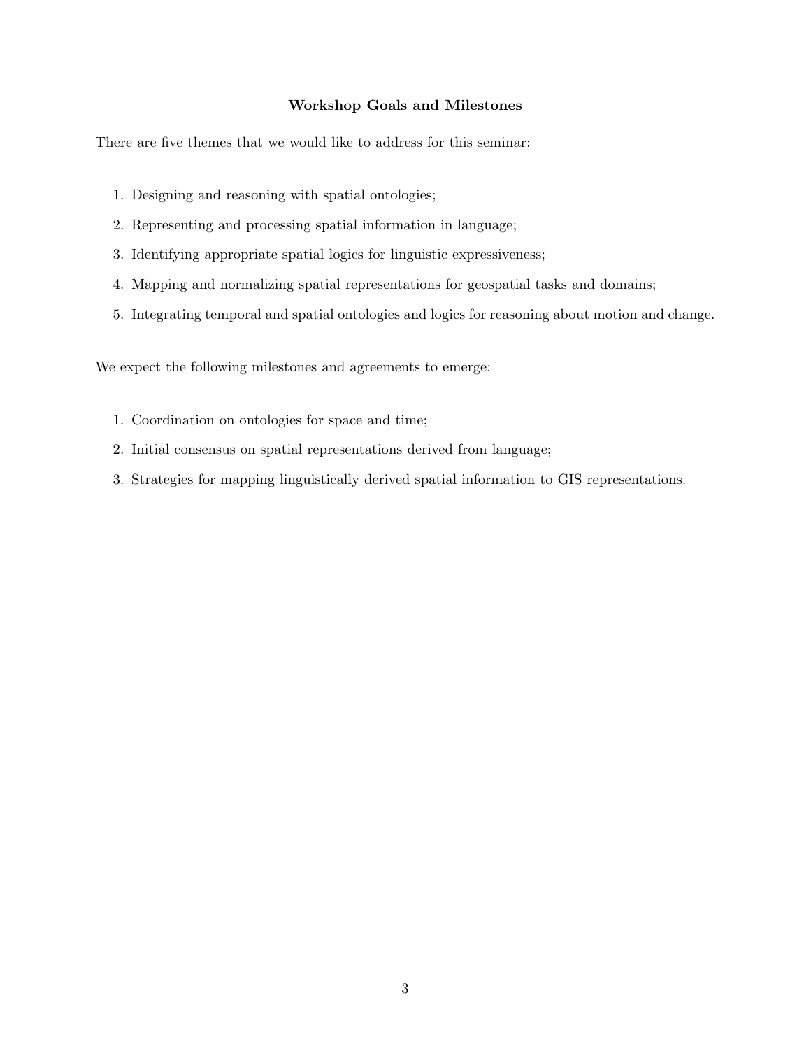## Workshop Goals and Milestones

There are five themes that we would like to address for this seminar:

1. Designing and reasoning with spatial ontologies;
2. Representing and processing spatial information in language;
3. Identifying appropriate spatial logics for linguistic expressiveness;
4. Mapping and normalizing spatial representations for geospatial tasks and domains;
5. Integrating temporal and spatial ontologies and logics for reasoning about motion and change.

We expect the following milestones and agreements to emerge:

1. Coordination on ontologies for space and time;
2. Initial consensus on spatial representations derived from language;
3. Strategies for mapping linguistically derived spatial information to GIS representations.